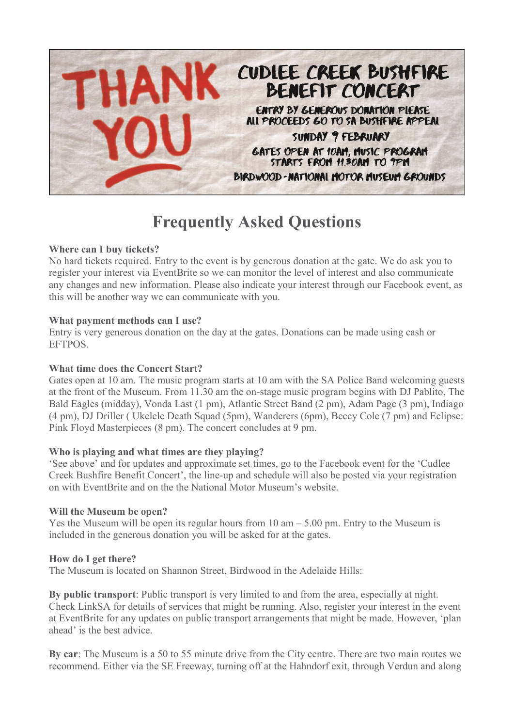THANK YOU

CUDLEE CREEK BUSHFIRE BENEFIT CONCERT

ENTRY BY GENEROUS DONATION PLEASE
ALL PROCEEDS GO TO SA BUSHFIRE APPEAL

SUNDAY 9 FEBRUARY

GATES OPEN AT 10AM, MUSIC PROGRAM STARTS FROM 11.30AM TO 9PM

BIRDWOOD - NATIONAL MOTOR MUSEUM GROUNDS

# Frequently Asked Questions

**Where can I buy tickets?**
No hard tickets required. Entry to the event is by generous donation at the gate. We do ask you to register your interest via EventBrite so we can monitor the level of interest and also communicate any changes and new information. Please also indicate your interest through our Facebook event, as this will be another way we can communicate with you.

**What payment methods can I use?**
Entry is very generous donation on the day at the gates. Donations can be made using cash or EFTPOS.

**What time does the Concert Start?**
Gates open at 10 am. The music program starts at 10 am with the SA Police Band welcoming guests at the front of the Museum. From 11.30 am the on-stage music program begins with DJ Pablito, The Bald Eagles (midday), Vonda Last (1 pm), Atlantic Street Band (2 pm), Adam Page (3 pm), Indiago (4 pm), DJ Driller ( Ukelele Death Squad (5pm), Wanderers (6pm), Beccy Cole (7 pm) and Eclipse: Pink Floyd Masterpieces (8 pm). The concert concludes at 9 pm.

**Who is playing and what times are they playing?**
'See above' and for updates and approximate set times, go to the Facebook event for the 'Cudlee Creek Bushfire Benefit Concert', the line-up and schedule will also be posted via your registration on with EventBrite and on the the National Motor Museum's website.

**Will the Museum be open?**
Yes the Museum will be open its regular hours from 10 am – 5.00 pm. Entry to the Museum is included in the generous donation you will be asked for at the gates.

**How do I get there?**
The Museum is located on Shannon Street, Birdwood in the Adelaide Hills:

**By public transport**: Public transport is very limited to and from the area, especially at night. Check LinkSA for details of services that might be running. Also, register your interest in the event at EventBrite for any updates on public transport arrangements that might be made. However, 'plan ahead' is the best advice.

**By car**: The Museum is a 50 to 55 minute drive from the City centre. There are two main routes we recommend. Either via the SE Freeway, turning off at the Hahndorf exit, through Verdun and along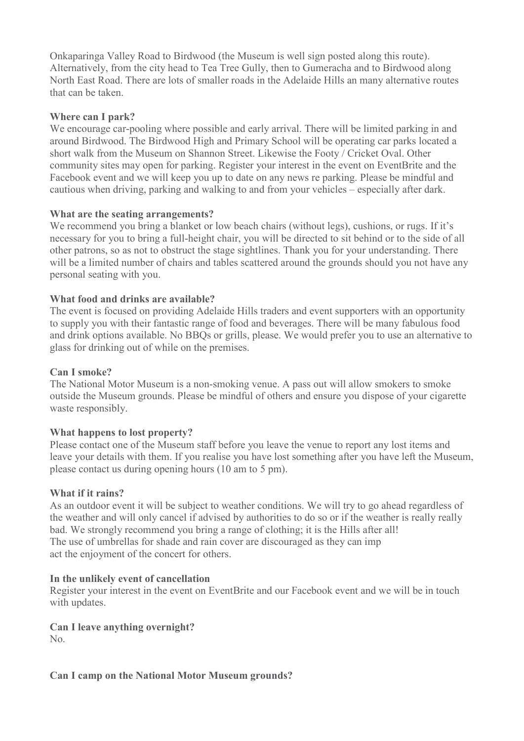Onkaparinga Valley Road to Birdwood (the Museum is well sign posted along this route). Alternatively, from the city head to Tea Tree Gully, then to Gumeracha and to Birdwood along North East Road. There are lots of smaller roads in the Adelaide Hills an many alternative routes that can be taken.

**Where can I park?**

We encourage car-pooling where possible and early arrival. There will be limited parking in and around Birdwood. The Birdwood High and Primary School will be operating car parks located a short walk from the Museum on Shannon Street. Likewise the Footy / Cricket Oval. Other community sites may open for parking. Register your interest in the event on EventBrite and the Facebook event and we will keep you up to date on any news re parking. Please be mindful and cautious when driving, parking and walking to and from your vehicles – especially after dark.

**What are the seating arrangements?**

We recommend you bring a blanket or low beach chairs (without legs), cushions, or rugs. If it's necessary for you to bring a full-height chair, you will be directed to sit behind or to the side of all other patrons, so as not to obstruct the stage sightlines. Thank you for your understanding. There will be a limited number of chairs and tables scattered around the grounds should you not have any personal seating with you.

**What food and drinks are available?**

The event is focused on providing Adelaide Hills traders and event supporters with an opportunity to supply you with their fantastic range of food and beverages. There will be many fabulous food and drink options available. No BBQs or grills, please. We would prefer you to use an alternative to glass for drinking out of while on the premises.

**Can I smoke?**

The National Motor Museum is a non-smoking venue. A pass out will allow smokers to smoke outside the Museum grounds. Please be mindful of others and ensure you dispose of your cigarette waste responsibly.

**What happens to lost property?**

Please contact one of the Museum staff before you leave the venue to report any lost items and leave your details with them. If you realise you have lost something after you have left the Museum, please contact us during opening hours (10 am to 5 pm).

**What if it rains?**

As an outdoor event it will be subject to weather conditions. We will try to go ahead regardless of the weather and will only cancel if advised by authorities to do so or if the weather is really really bad. We strongly recommend you bring a range of clothing; it is the Hills after all!
The use of umbrellas for shade and rain cover are discouraged as they can imp
act the enjoyment of the concert for others.

**In the unlikely event of cancellation**

Register your interest in the event on EventBrite and our Facebook event and we will be in touch with updates.

**Can I leave anything overnight?**

No.

**Can I camp on the National Motor Museum grounds?**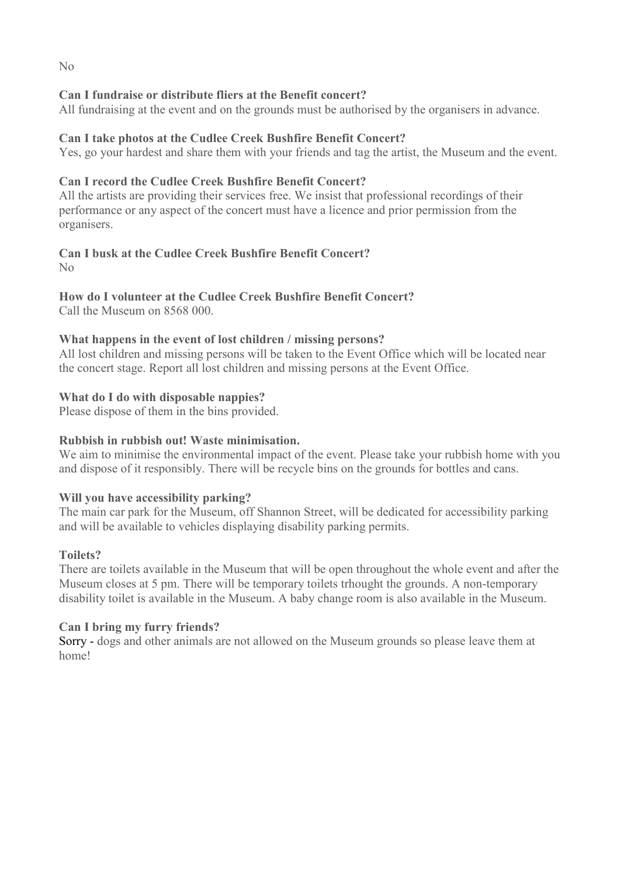No

**Can I fundraise or distribute fliers at the Benefit concert?**
All fundraising at the event and on the grounds must be authorised by the organisers in advance.

**Can I take photos at the Cudlee Creek Bushfire Benefit Concert?**
Yes, go your hardest and share them with your friends and tag the artist, the Museum and the event.

**Can I record the Cudlee Creek Bushfire Benefit Concert?**
All the artists are providing their services free. We insist that professional recordings of their performance or any aspect of the concert must have a licence and prior permission from the organisers.

**Can I busk at the Cudlee Creek Bushfire Benefit Concert?**
No

**How do I volunteer at the Cudlee Creek Bushfire Benefit Concert?**
Call the Museum on 8568 000.

**What happens in the event of lost children / missing persons?**
All lost children and missing persons will be taken to the Event Office which will be located near the concert stage. Report all lost children and missing persons at the Event Office.

**What do I do with disposable nappies?**
Please dispose of them in the bins provided.

**Rubbish in rubbish out! Waste minimisation.**
We aim to minimise the environmental impact of the event. Please take your rubbish home with you and dispose of it responsibly. There will be recycle bins on the grounds for bottles and cans.

**Will you have accessibility parking?**
The main car park for the Museum, off Shannon Street, will be dedicated for accessibility parking and will be available to vehicles displaying disability parking permits.

**Toilets?**
There are toilets available in the Museum that will be open throughout the whole event and after the Museum closes at 5 pm. There will be temporary toilets trhought the grounds. A non-temporary disability toilet is available in the Museum. A baby change room is also available in the Museum.

**Can I bring my furry friends?**
Sorry - dogs and other animals are not allowed on the Museum grounds so please leave them at home!